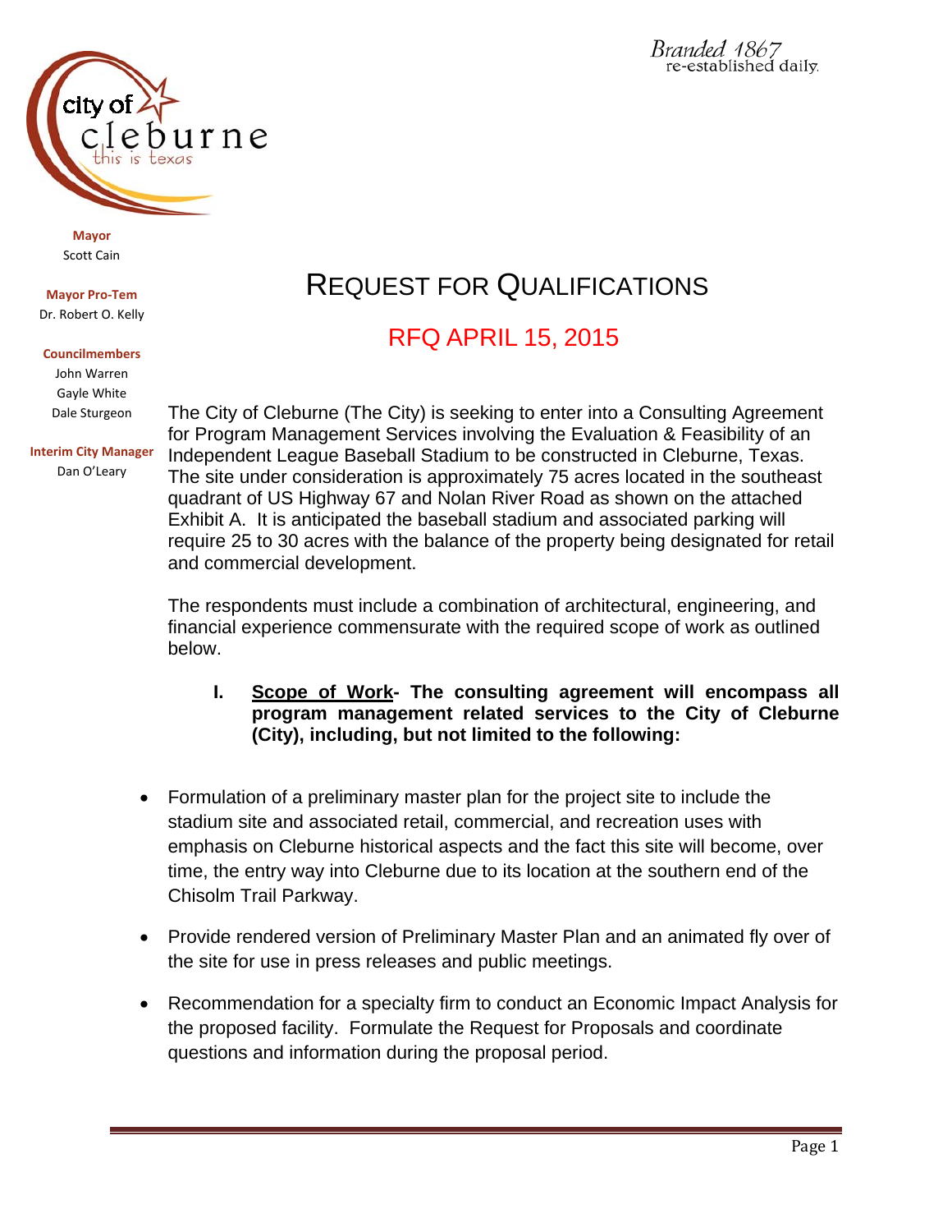Branded 1867
re-established daily.

city of cleburne
this is texas

**Mayor**
Scott Cain

**Mayor Pro-Tem**
Dr. Robert O. Kelly

**Councilmembers**
John Warren
Gayle White
Dale Sturgeon

**Interim City Manager**
Dan O'Leary

# REQUEST FOR QUALIFICATIONS

## RFQ APRIL 15, 2015

The City of Cleburne (The City) is seeking to enter into a Consulting Agreement for Program Management Services involving the Evaluation & Feasibility of an Independent League Baseball Stadium to be constructed in Cleburne, Texas. The site under consideration is approximately 75 acres located in the southeast quadrant of US Highway 67 and Nolan River Road as shown on the attached Exhibit A. It is anticipated the baseball stadium and associated parking will require 25 to 30 acres with the balance of the property being designated for retail and commercial development.

The respondents must include a combination of architectural, engineering, and financial experience commensurate with the required scope of work as outlined below.

**I. Scope of Work- The consulting agreement will encompass all program management related services to the City of Cleburne (City), including, but not limited to the following:**

- Formulation of a preliminary master plan for the project site to include the stadium site and associated retail, commercial, and recreation uses with emphasis on Cleburne historical aspects and the fact this site will become, over time, the entry way into Cleburne due to its location at the southern end of the Chisolm Trail Parkway.
- Provide rendered version of Preliminary Master Plan and an animated fly over of the site for use in press releases and public meetings.
- Recommendation for a specialty firm to conduct an Economic Impact Analysis for the proposed facility. Formulate the Request for Proposals and coordinate questions and information during the proposal period.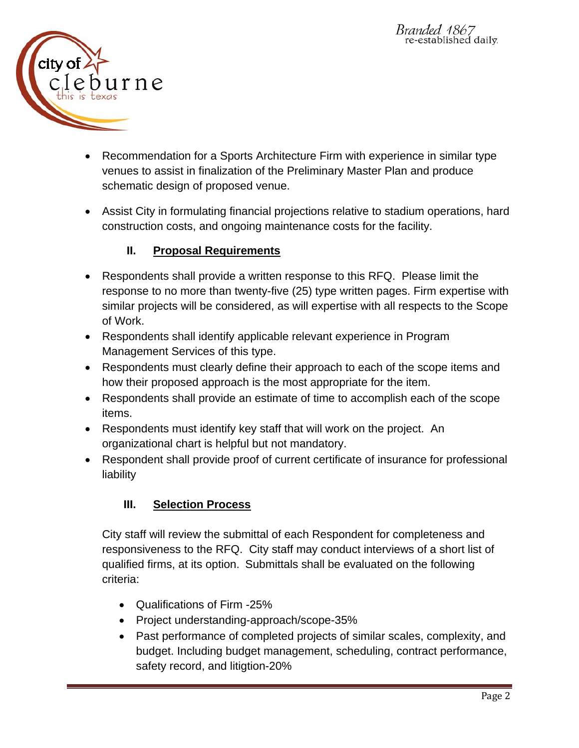- Recommendation for a Sports Architecture Firm with experience in similar type venues to assist in finalization of the Preliminary Master Plan and produce schematic design of proposed venue.

- Assist City in formulating financial projections relative to stadium operations, hard construction costs, and ongoing maintenance costs for the facility.

## II. Proposal Requirements

- Respondents shall provide a written response to this RFQ. Please limit the response to no more than twenty-five (25) type written pages. Firm expertise with similar projects will be considered, as will expertise with all respects to the Scope of Work.
- Respondents shall identify applicable relevant experience in Program Management Services of this type.
- Respondents must clearly define their approach to each of the scope items and how their proposed approach is the most appropriate for the item.
- Respondents shall provide an estimate of time to accomplish each of the scope items.
- Respondents must identify key staff that will work on the project. An organizational chart is helpful but not mandatory.
- Respondent shall provide proof of current certificate of insurance for professional liability

## III. Selection Process

City staff will review the submittal of each Respondent for completeness and responsiveness to the RFQ. City staff may conduct interviews of a short list of qualified firms, at its option. Submittals shall be evaluated on the following criteria:

- Qualifications of Firm -25%
- Project understanding-approach/scope-35%
- Past performance of completed projects of similar scales, complexity, and budget. Including budget management, scheduling, contract performance, safety record, and litigtion-20%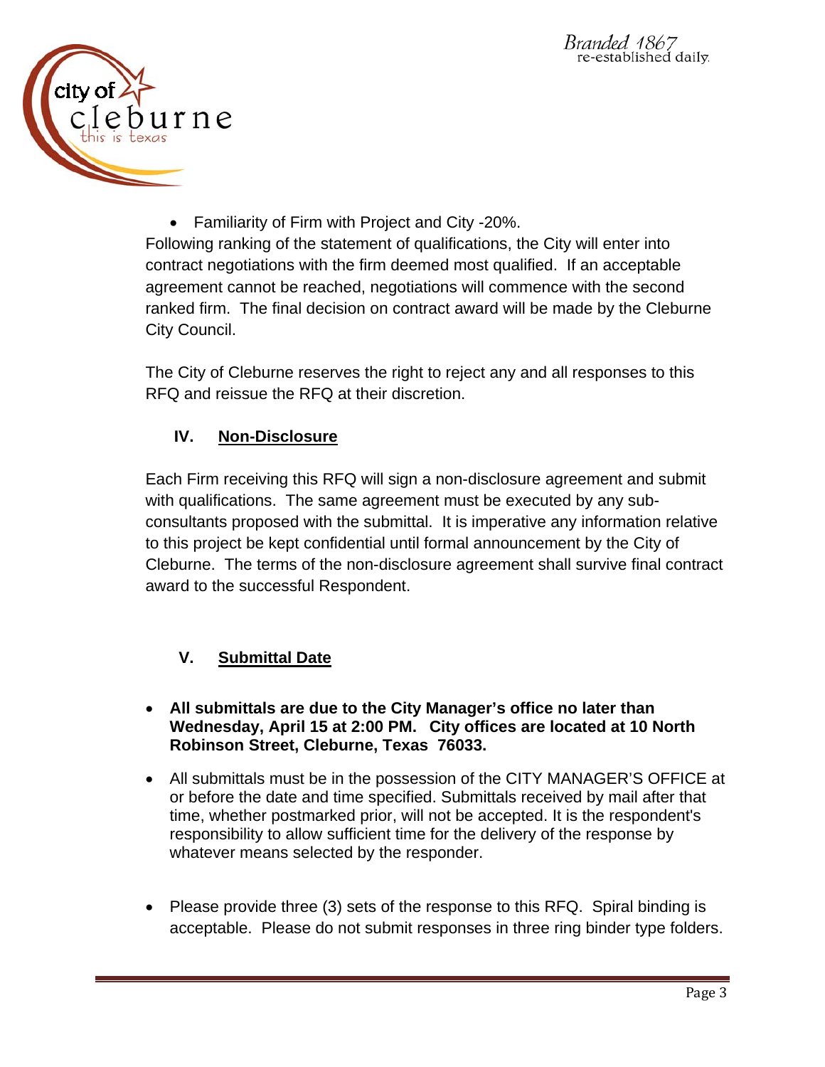- Familiarity of Firm with Project and City -20%.

Following ranking of the statement of qualifications, the City will enter into contract negotiations with the firm deemed most qualified. If an acceptable agreement cannot be reached, negotiations will commence with the second ranked firm. The final decision on contract award will be made by the Cleburne City Council.

The City of Cleburne reserves the right to reject any and all responses to this RFQ and reissue the RFQ at their discretion.

## IV. Non-Disclosure

Each Firm receiving this RFQ will sign a non-disclosure agreement and submit with qualifications. The same agreement must be executed by any sub-consultants proposed with the submittal. It is imperative any information relative to this project be kept confidential until formal announcement by the City of Cleburne. The terms of the non-disclosure agreement shall survive final contract award to the successful Respondent.

## V. Submittal Date

- **All submittals are due to the City Manager's office no later than Wednesday, April 15 at 2:00 PM. City offices are located at 10 North Robinson Street, Cleburne, Texas 76033.**
- All submittals must be in the possession of the CITY MANAGER'S OFFICE at or before the date and time specified. Submittals received by mail after that time, whether postmarked prior, will not be accepted. It is the respondent's responsibility to allow sufficient time for the delivery of the response by whatever means selected by the responder.
- Please provide three (3) sets of the response to this RFQ. Spiral binding is acceptable. Please do not submit responses in three ring binder type folders.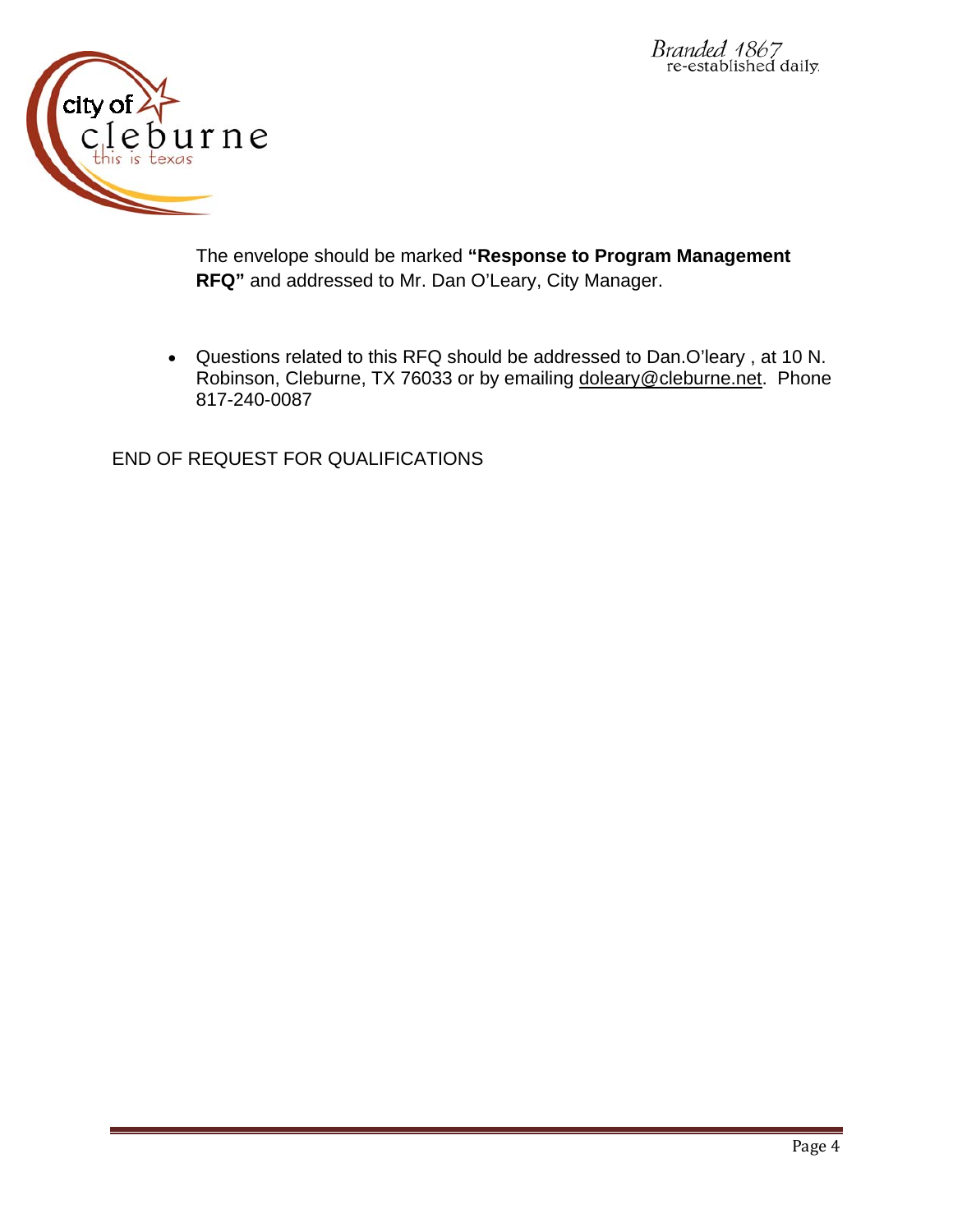The envelope should be marked **"Response to Program Management RFQ"** and addressed to Mr. Dan O'Leary, City Manager.

- Questions related to this RFQ should be addressed to Dan.O'leary , at 10 N. Robinson, Cleburne, TX 76033 or by emailing doleary@cleburne.net. Phone 817-240-0087

END OF REQUEST FOR QUALIFICATIONS